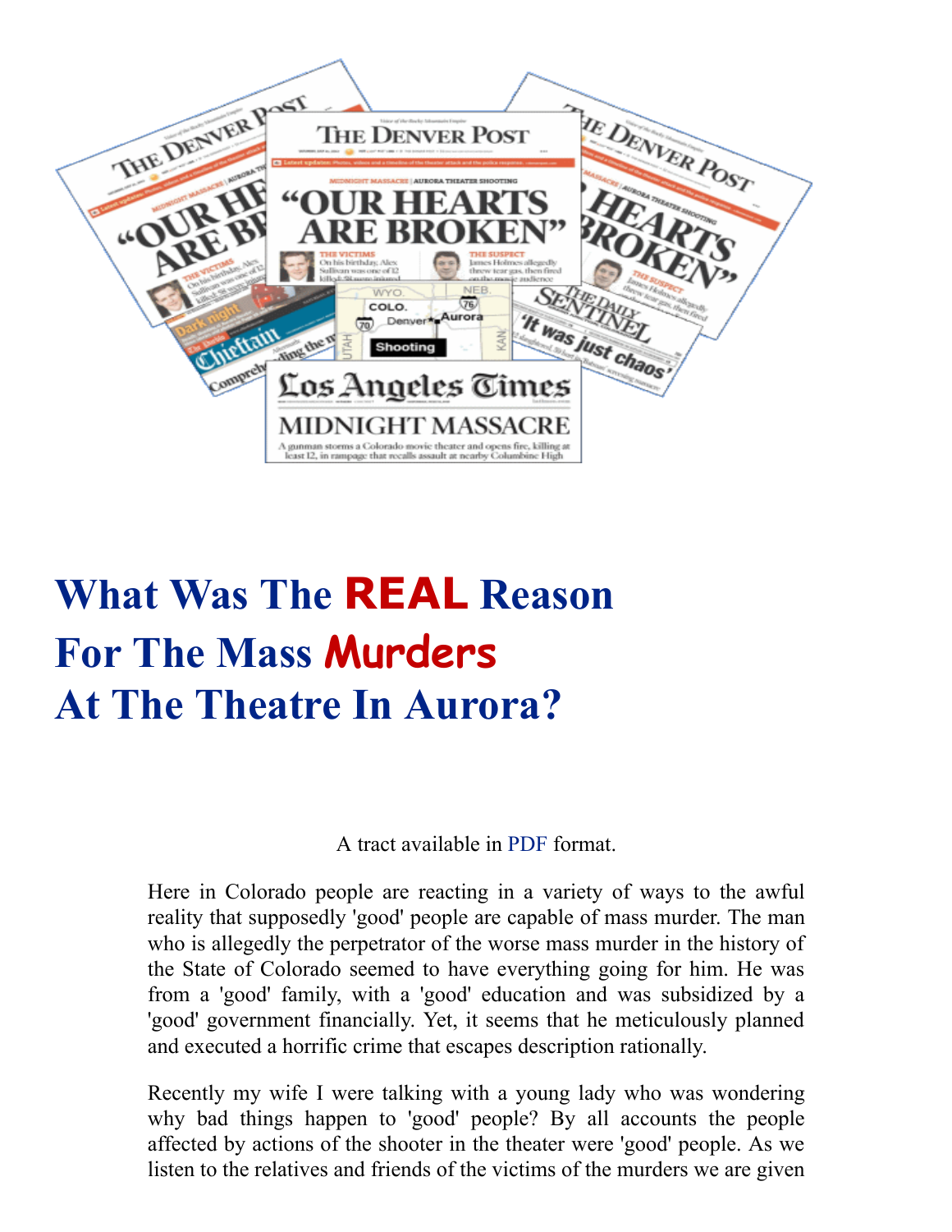# What Was The REAL Reason For The Mass Murders At The Theatre In Aurora?

A tract available in PDF format.

Here in Colorado people are reacting in a variety of ways to the awful reality that supposedly 'good' people are capable of mass murder. The man who is allegedly the perpetrator of the worse mass murder in the history of the State of Colorado seemed to have everything going for him. He was from a 'good' family, with a 'good' education and was subsidized by a 'good' government financially. Yet, it seems that he meticulously planned and executed a horrific crime that escapes description rationally.

Recently my wife I were talking with a young lady who was wondering why bad things happen to 'good' people? By all accounts the people affected by actions of the shooter in the theater were 'good' people. As we listen to the relatives and friends of the victims of the murders we are given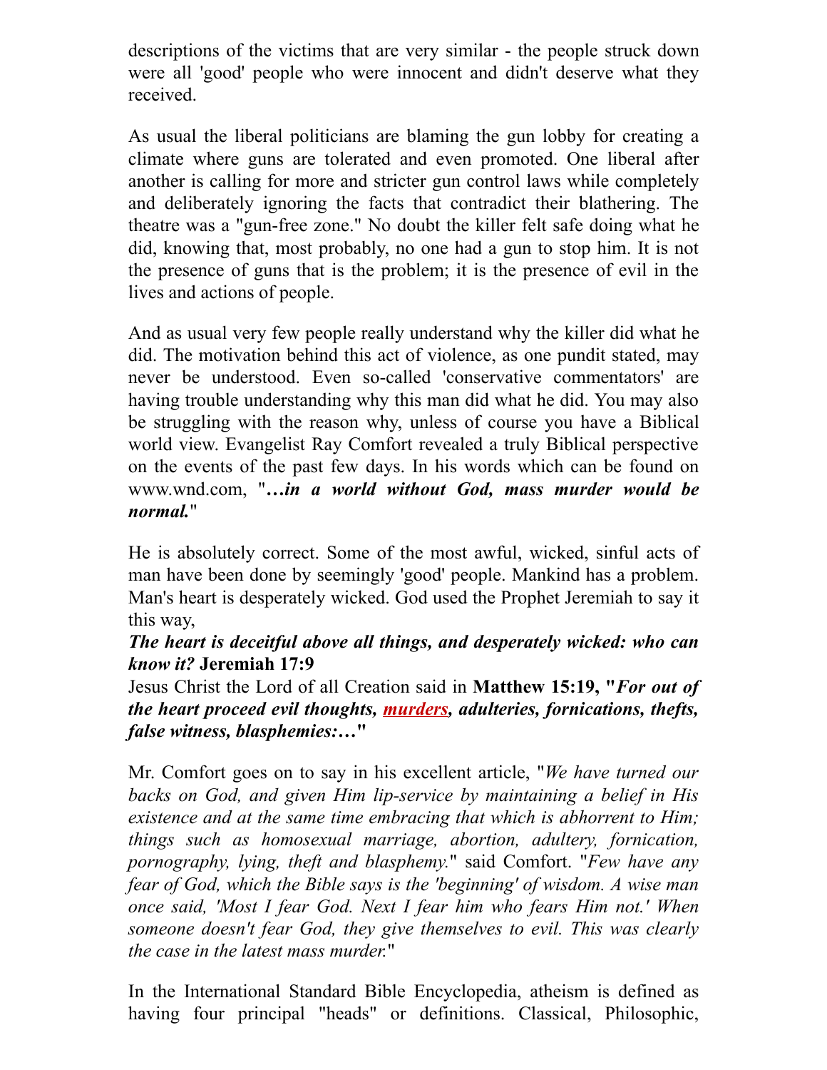descriptions of the victims that are very similar - the people struck down were all 'good' people who were innocent and didn't deserve what they received.

As usual the liberal politicians are blaming the gun lobby for creating a climate where guns are tolerated and even promoted. One liberal after another is calling for more and stricter gun control laws while completely and deliberately ignoring the facts that contradict their blathering. The theatre was a "gun-free zone." No doubt the killer felt safe doing what he did, knowing that, most probably, no one had a gun to stop him. It is not the presence of guns that is the problem; it is the presence of evil in the lives and actions of people.

And as usual very few people really understand why the killer did what he did. The motivation behind this act of violence, as one pundit stated, may never be understood. Even so-called 'conservative commentators' are having trouble understanding why this man did what he did. You may also be struggling with the reason why, unless of course you have a Biblical world view. Evangelist Ray Comfort revealed a truly Biblical perspective on the events of the past few days. In his words which can be found on www.wnd.com, "***…in a world without God, mass murder would be normal.***"

He is absolutely correct. Some of the most awful, wicked, sinful acts of man have been done by seemingly 'good' people. Mankind has a problem. Man's heart is desperately wicked. God used the Prophet Jeremiah to say it this way,

***The heart is deceitful above all things, and desperately wicked: who can know it?*** **Jeremiah 17:9**

Jesus Christ the Lord of all Creation said in **Matthew 15:19, "*For out of the heart proceed evil thoughts, murders, adulteries, fornications, thefts, false witness, blasphemies:…*"**

Mr. Comfort goes on to say in his excellent article, "*We have turned our backs on God, and given Him lip-service by maintaining a belief in His existence and at the same time embracing that which is abhorrent to Him; things such as homosexual marriage, abortion, adultery, fornication, pornography, lying, theft and blasphemy.*" said Comfort. "*Few have any fear of God, which the Bible says is the 'beginning' of wisdom. A wise man once said, 'Most I fear God. Next I fear him who fears Him not.' When someone doesn't fear God, they give themselves to evil. This was clearly the case in the latest mass murder.*"

In the International Standard Bible Encyclopedia, atheism is defined as having four principal "heads" or definitions. Classical, Philosophic,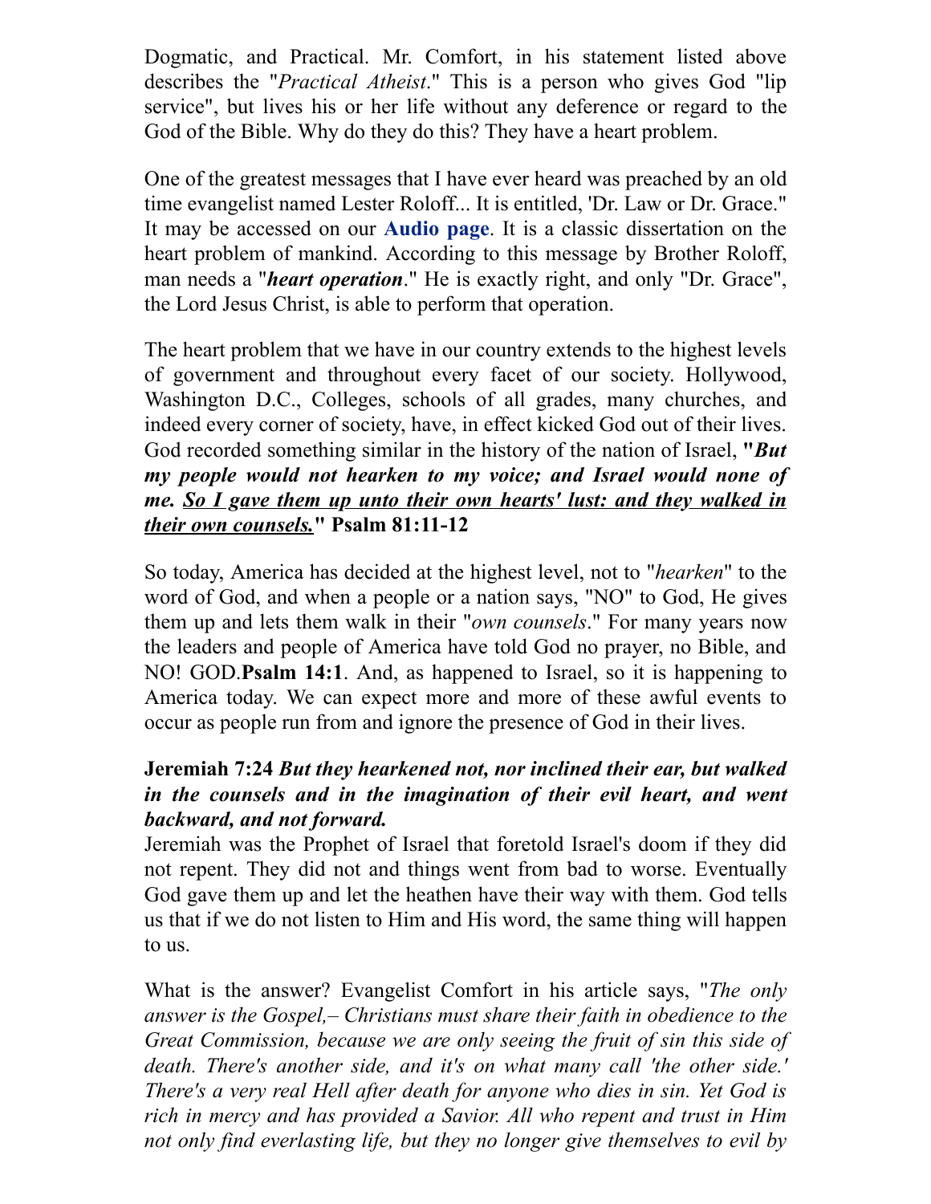Dogmatic, and Practical. Mr. Comfort, in his statement listed above describes the "*Practical Atheist*." This is a person who gives God "lip service", but lives his or her life without any deference or regard to the God of the Bible. Why do they do this? They have a heart problem.

One of the greatest messages that I have ever heard was preached by an old time evangelist named Lester Roloff... It is entitled, 'Dr. Law or Dr. Grace." It may be accessed on our **Audio page**. It is a classic dissertation on the heart problem of mankind. According to this message by Brother Roloff, man needs a "***heart operation***." He is exactly right, and only "Dr. Grace", the Lord Jesus Christ, is able to perform that operation.

The heart problem that we have in our country extends to the highest levels of government and throughout every facet of our society. Hollywood, Washington D.C., Colleges, schools of all grades, many churches, and indeed every corner of society, have, in effect kicked God out of their lives. God recorded something similar in the history of the nation of Israel, **"*But my people would not hearken to my voice; and Israel would none of me. <u>So I gave them up unto their own hearts' lust: and they walked in their own counsels.</u>*" Psalm 81:11-12**

So today, America has decided at the highest level, not to "*hearken*" to the word of God, and when a people or a nation says, "NO" to God, He gives them up and lets them walk in their "*own counsels*." For many years now the leaders and people of America have told God no prayer, no Bible, and NO! GOD.**Psalm 14:1**. And, as happened to Israel, so it is happening to America today. We can expect more and more of these awful events to occur as people run from and ignore the presence of God in their lives.

**Jeremiah 7:24** ***But they hearkened not, nor inclined their ear, but walked in the counsels and in the imagination of their evil heart, and went backward, and not forward.***
Jeremiah was the Prophet of Israel that foretold Israel's doom if they did not repent. They did not and things went from bad to worse. Eventually God gave them up and let the heathen have their way with them. God tells us that if we do not listen to Him and His word, the same thing will happen to us.

What is the answer? Evangelist Comfort in his article says, "*The only answer is the Gospel,– Christians must share their faith in obedience to the Great Commission, because we are only seeing the fruit of sin this side of death. There's another side, and it's on what many call 'the other side.' There's a very real Hell after death for anyone who dies in sin. Yet God is rich in mercy and has provided a Savior. All who repent and trust in Him not only find everlasting life, but they no longer give themselves to evil by*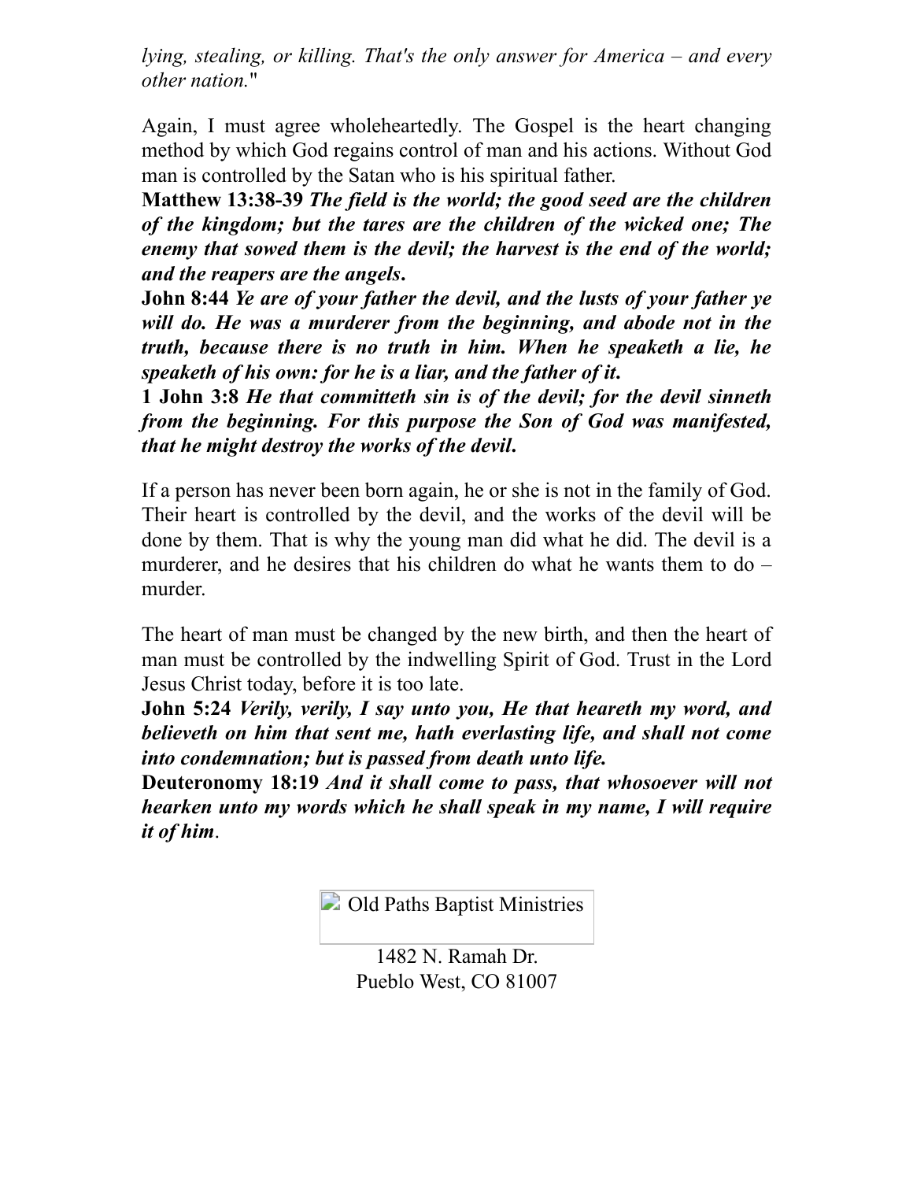*lying, stealing, or killing. That's the only answer for America – and every other nation.*"

Again, I must agree wholeheartedly. The Gospel is the heart changing method by which God regains control of man and his actions. Without God man is controlled by the Satan who is his spiritual father.

**Matthew 13:38-39** ***The field is the world; the good seed are the children of the kingdom; but the tares are the children of the wicked one; The enemy that sowed them is the devil; the harvest is the end of the world; and the reapers are the angels.***

**John 8:44** ***Ye are of your father the devil, and the lusts of your father ye will do. He was a murderer from the beginning, and abode not in the truth, because there is no truth in him. When he speaketh a lie, he speaketh of his own: for he is a liar, and the father of it.***

**1 John 3:8** ***He that committeth sin is of the devil; for the devil sinneth from the beginning. For this purpose the Son of God was manifested, that he might destroy the works of the devil.***

If a person has never been born again, he or she is not in the family of God. Their heart is controlled by the devil, and the works of the devil will be done by them. That is why the young man did what he did. The devil is a murderer, and he desires that his children do what he wants them to do – murder.

The heart of man must be changed by the new birth, and then the heart of man must be controlled by the indwelling Spirit of God. Trust in the Lord Jesus Christ today, before it is too late.

**John 5:24** ***Verily, verily, I say unto you, He that heareth my word, and believeth on him that sent me, hath everlasting life, and shall not come into condemnation; but is passed from death unto life.***

**Deuteronomy 18:19** ***And it shall come to pass, that whosoever will not hearken unto my words which he shall speak in my name, I will require it of him***.

Old Paths Baptist Ministries

1482 N. Ramah Dr.
Pueblo West, CO 81007